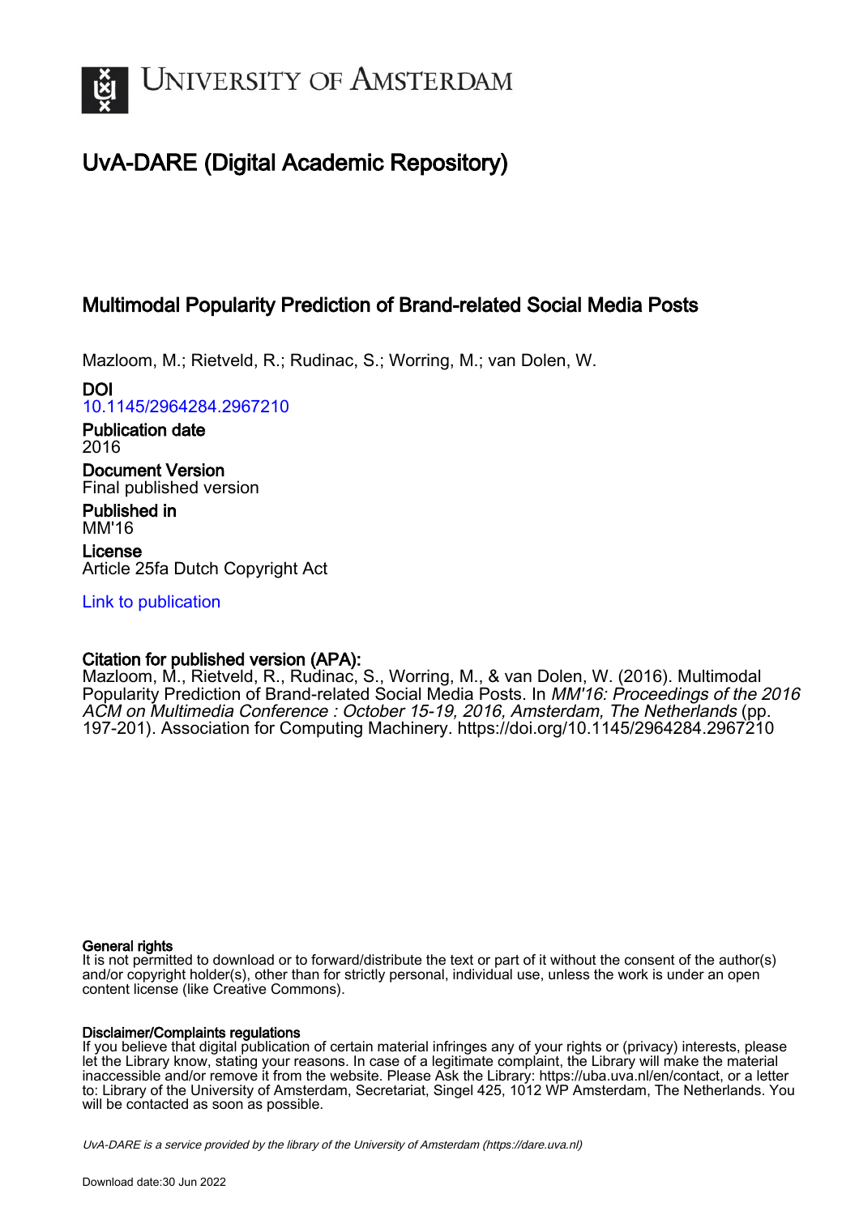# University of Amsterdam

## UvA-DARE (Digital Academic Repository)

### Multimodal Popularity Prediction of Brand-related Social Media Posts

Mazloom, M.; Rietveld, R.; Rudinac, S.; Worring, M.; van Dolen, W.

**DOI**
10.1145/2964284.2967210

**Publication date**
2016

**Document Version**
Final published version

**Published in**
MM'16

**License**
Article 25fa Dutch Copyright Act

Link to publication

**Citation for published version (APA):**
Mazloom, M., Rietveld, R., Rudinac, S., Worring, M., & van Dolen, W. (2016). Multimodal Popularity Prediction of Brand-related Social Media Posts. In *MM'16: Proceedings of the 2016 ACM on Multimedia Conference : October 15-19, 2016, Amsterdam, The Netherlands* (pp. 197-201). Association for Computing Machinery. https://doi.org/10.1145/2964284.2967210

**General rights**
It is not permitted to download or to forward/distribute the text or part of it without the consent of the author(s) and/or copyright holder(s), other than for strictly personal, individual use, unless the work is under an open content license (like Creative Commons).

**Disclaimer/Complaints regulations**
If you believe that digital publication of certain material infringes any of your rights or (privacy) interests, please let the Library know, stating your reasons. In case of a legitimate complaint, the Library will make the material inaccessible and/or remove it from the website. Please Ask the Library: https://uba.uva.nl/en/contact, or a letter to: Library of the University of Amsterdam, Secretariat, Singel 425, 1012 WP Amsterdam, The Netherlands. You will be contacted as soon as possible.

*UvA-DARE is a service provided by the library of the University of Amsterdam (https://dare.uva.nl)*

Download date:30 Jun 2022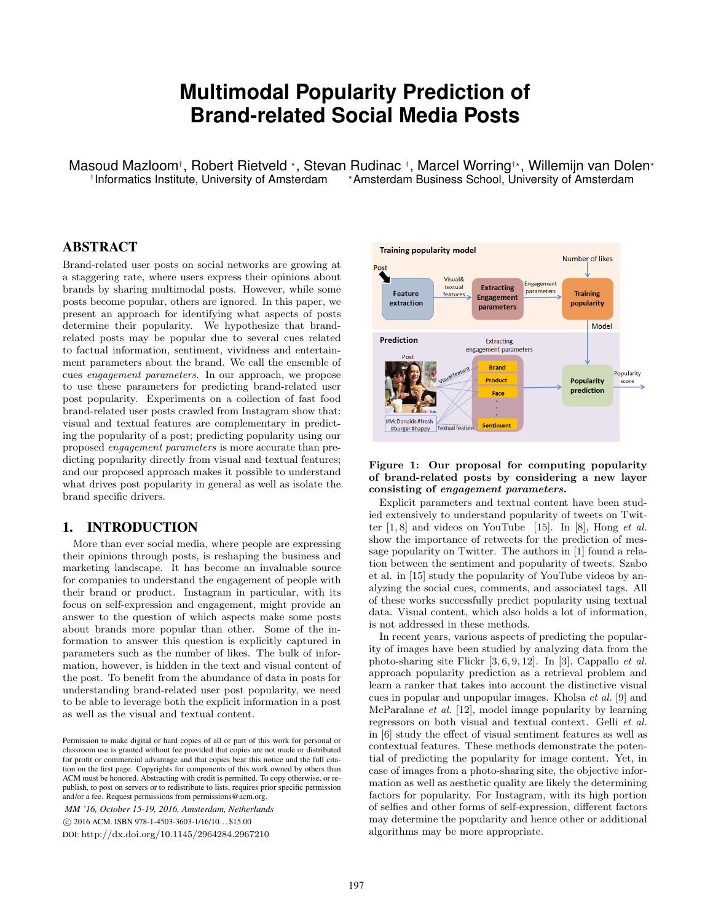# Multimodal Popularity Prediction of Brand-related Social Media Posts

Masoud Mazloom[†], Robert Rietveld [⋆], Stevan Rudinac [†], Marcel Worring[†⋆], Willemijn van Dolen[⋆]
[†]Informatics Institute, University of Amsterdam [⋆]Amsterdam Business School, University of Amsterdam

## ABSTRACT

Brand-related user posts on social networks are growing at a staggering rate, where users express their opinions about brands by sharing multimodal posts. However, while some posts become popular, others are ignored. In this paper, we present an approach for identifying what aspects of posts determine their popularity. We hypothesize that brand-related posts may be popular due to several cues related to factual information, sentiment, vividness and entertainment parameters about the brand. We call the ensemble of cues *engagement parameters*. In our approach, we propose to use these parameters for predicting brand-related user post popularity. Experiments on a collection of fast food brand-related user posts crawled from Instagram show that: visual and textual features are complementary in predicting the popularity of a post; predicting popularity using our proposed *engagement parameters* is more accurate than predicting popularity directly from visual and textual features; and our proposed approach makes it possible to understand what drives post popularity in general as well as isolate the brand specific drivers.

## 1. INTRODUCTION

More than ever social media, where people are expressing their opinions through posts, is reshaping the business and marketing landscape. It has become an invaluable source for companies to understand the engagement of people with their brand or product. Instagram in particular, with its focus on self-expression and engagement, might provide an answer to the question of which aspects make some posts about brands more popular than other. Some of the information to answer this question is explicitly captured in parameters such as the number of likes. The bulk of information, however, is hidden in the text and visual content of the post. To benefit from the abundance of data in posts for understanding brand-related user post popularity, we need to be able to leverage both the explicit information in a post as well as the visual and textual content.

Permission to make digital or hard copies of all or part of this work for personal or classroom use is granted without fee provided that copies are not made or distributed for profit or commercial advantage and that copies bear this notice and the full citation on the first page. Copyrights for components of this work owned by others than ACM must be honored. Abstracting with credit is permitted. To copy otherwise, or republish, to post on servers or to redistribute to lists, requires prior specific permission and/or a fee. Request permissions from permissions@acm.org.

*MM '16, October 15-19, 2016, Amsterdam, Netherlands*
© 2016 ACM. ISBN 978-1-4503-3603-1/16/10...$15.00
DOI: http://dx.doi.org/10.1145/2964284.2967210

**Figure 1: Our proposal for computing popularity of brand-related posts by considering a new layer consisting of *engagement parameters*.**

Explicit parameters and textual content have been studied extensively to understand popularity of tweets on Twitter [1, 8] and videos on YouTube [15]. In [8], Hong *et al.* show the importance of retweets for the prediction of message popularity on Twitter. The authors in [1] found a relation between the sentiment and popularity of tweets. Szabo et al. in [15] study the popularity of YouTube videos by analyzing the social cues, comments, and associated tags. All of these works successfully predict popularity using textual data. Visual content, which also holds a lot of information, is not addressed in these methods.

In recent years, various aspects of predicting the popularity of images have been studied by analyzing data from the photo-sharing site Flickr [3, 6, 9, 12]. In [3], Cappallo *et al.* approach popularity prediction as a retrieval problem and learn a ranker that takes into account the distinctive visual cues in popular and unpopular images. Kholsa *et al.* [9] and McParalane *et al.* [12], model image popularity by learning regressors on both visual and textual context. Gelli *et al.* in [6] study the effect of visual sentiment features as well as contextual features. These methods demonstrate the potential of predicting the popularity for image content. Yet, in case of images from a photo-sharing site, the objective information as well as aesthetic quality are likely the determining factors for popularity. For Instagram, with its high portion of selfies and other forms of self-expression, different factors may determine the popularity and hence other or additional algorithms may be more appropriate.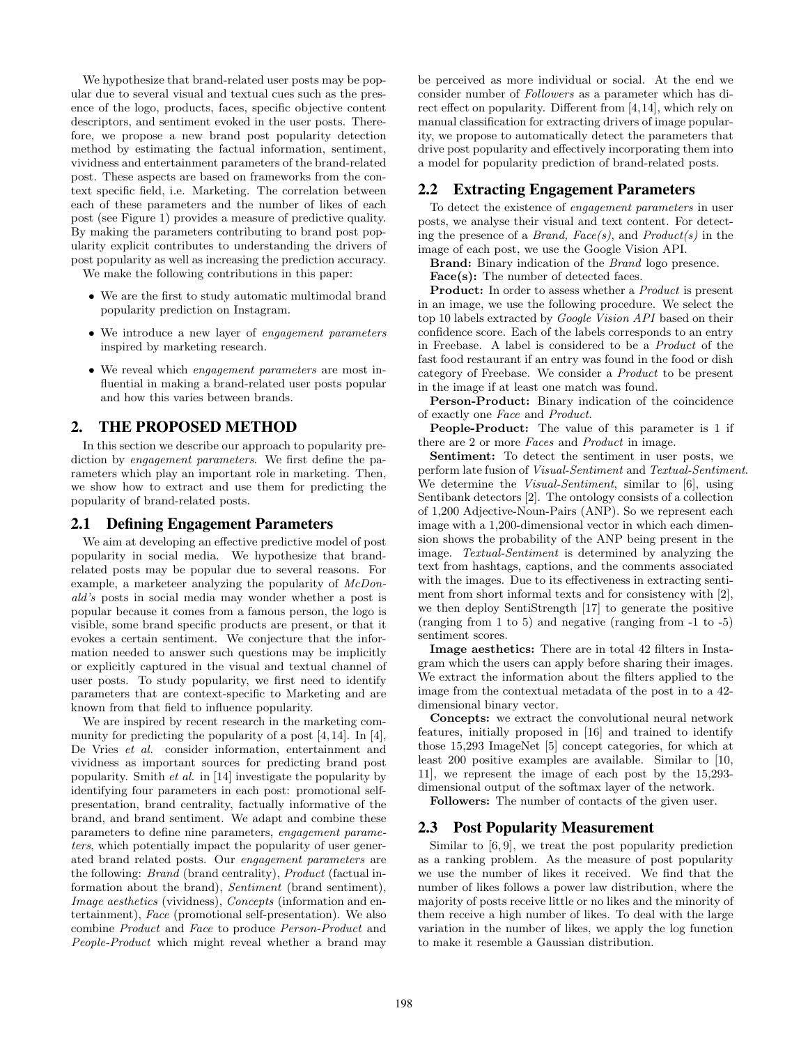We hypothesize that brand-related user posts may be popular due to several visual and textual cues such as the presence of the logo, products, faces, specific objective content descriptors, and sentiment evoked in the user posts. Therefore, we propose a new brand post popularity detection method by estimating the factual information, sentiment, vividness and entertainment parameters of the brand-related post. These aspects are based on frameworks from the context specific field, i.e. Marketing. The correlation between each of these parameters and the number of likes of each post (see Figure 1) provides a measure of predictive quality. By making the parameters contributing to brand post popularity explicit contributes to understanding the drivers of post popularity as well as increasing the prediction accuracy.

We make the following contributions in this paper:

- We are the first to study automatic multimodal brand popularity prediction on Instagram.
- We introduce a new layer of *engagement parameters* inspired by marketing research.
- We reveal which *engagement parameters* are most influential in making a brand-related user posts popular and how this varies between brands.

## 2. THE PROPOSED METHOD

In this section we describe our approach to popularity prediction by *engagement parameters*. We first define the parameters which play an important role in marketing. Then, we show how to extract and use them for predicting the popularity of brand-related posts.

### 2.1 Defining Engagement Parameters

We aim at developing an effective predictive model of post popularity in social media. We hypothesize that brand-related posts may be popular due to several reasons. For example, a marketeer analyzing the popularity of *McDonald's* posts in social media may wonder whether a post is popular because it comes from a famous person, the logo is visible, some brand specific products are present, or that it evokes a certain sentiment. We conjecture that the information needed to answer such questions may be implicitly or explicitly captured in the visual and textual channel of user posts. To study popularity, we first need to identify parameters that are context-specific to Marketing and are known from that field to influence popularity.

We are inspired by recent research in the marketing community for predicting the popularity of a post [4,14]. In [4], De Vries *et al.* consider information, entertainment and vividness as important sources for predicting brand post popularity. Smith *et al.* in [14] investigate the popularity by identifying four parameters in each post: promotional self-presentation, brand centrality, factually informative of the brand, and brand sentiment. We adapt and combine these parameters to define nine parameters, *engagement parameters*, which potentially impact the popularity of user generated brand related posts. Our *engagement parameters* are the following: *Brand* (brand centrality), *Product* (factual information about the brand), *Sentiment* (brand sentiment), *Image aesthetics* (vividness), *Concepts* (information and entertainment), *Face* (promotional self-presentation). We also combine *Product* and *Face* to produce *Person-Product* and *People-Product* which might reveal whether a brand may be perceived as more individual or social. At the end we consider number of *Followers* as a parameter which has direct effect on popularity. Different from [4,14], which rely on manual classification for extracting drivers of image popularity, we propose to automatically detect the parameters that drive post popularity and effectively incorporating them into a model for popularity prediction of brand-related posts.

### 2.2 Extracting Engagement Parameters

To detect the existence of *engagement parameters* in user posts, we analyse their visual and text content. For detecting the presence of a *Brand, Face(s)*, and *Product(s)* in the image of each post, we use the Google Vision API.

**Brand:** Binary indication of the *Brand* logo presence.

**Face(s):** The number of detected faces.

**Product:** In order to assess whether a *Product* is present in an image, we use the following procedure. We select the top 10 labels extracted by *Google Vision API* based on their confidence score. Each of the labels corresponds to an entry in Freebase. A label is considered to be a *Product* of the fast food restaurant if an entry was found in the food or dish category of Freebase. We consider a *Product* to be present in the image if at least one match was found.

**Person-Product:** Binary indication of the coincidence of exactly one *Face* and *Product*.

**People-Product:** The value of this parameter is 1 if there are 2 or more *Faces* and *Product* in image.

**Sentiment:** To detect the sentiment in user posts, we perform late fusion of *Visual-Sentiment* and *Textual-Sentiment*. We determine the *Visual-Sentiment*, similar to [6], using Sentibank detectors [2]. The ontology consists of a collection of 1,200 Adjective-Noun-Pairs (ANP). So we represent each image with a 1,200-dimensional vector in which each dimension shows the probability of the ANP being present in the image. *Textual-Sentiment* is determined by analyzing the text from hashtags, captions, and the comments associated with the images. Due to its effectiveness in extracting sentiment from short informal texts and for consistency with [2], we then deploy SentiStrength [17] to generate the positive (ranging from 1 to 5) and negative (ranging from -1 to -5) sentiment scores.

**Image aesthetics:** There are in total 42 filters in Instagram which the users can apply before sharing their images. We extract the information about the filters applied to the image from the contextual metadata of the post in to a 42-dimensional binary vector.

**Concepts:** we extract the convolutional neural network features, initially proposed in [16] and trained to identify those 15,293 ImageNet [5] concept categories, for which at least 200 positive examples are available. Similar to [10, 11], we represent the image of each post by the 15,293-dimensional output of the softmax layer of the network.

**Followers:** The number of contacts of the given user.

### 2.3 Post Popularity Measurement

Similar to [6, 9], we treat the post popularity prediction as a ranking problem. As the measure of post popularity we use the number of likes it received. We find that the number of likes follows a power law distribution, where the majority of posts receive little or no likes and the minority of them receive a high number of likes. To deal with the large variation in the number of likes, we apply the log function to make it resemble a Gaussian distribution.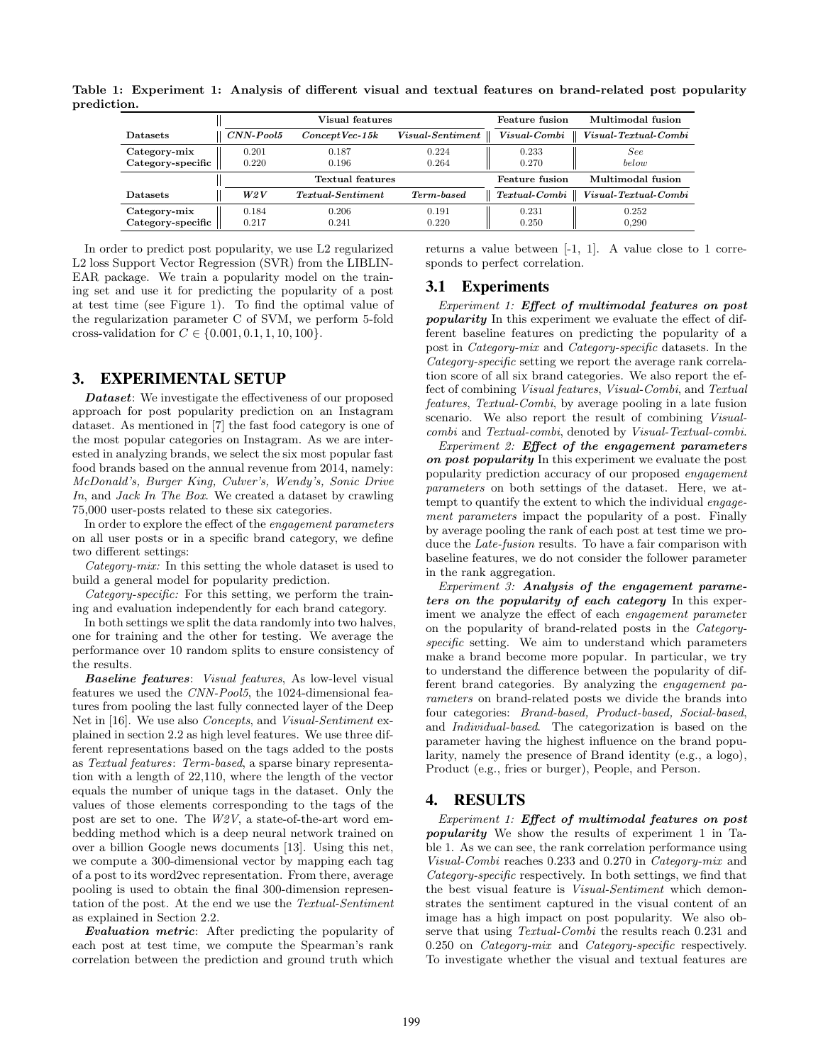**Table 1: Experiment 1: Analysis of different visual and textual features on brand-related post popularity prediction.**

| | Visual features | | | Feature fusion | Multimodal fusion |
|---|---|---|---|---|---|
| **Datasets** | *CNN-Pool5* | *ConceptVec-15k* | *Visual-Sentiment* | *Visual-Combi* | *Visual-Textual-Combi* |
| **Category-mix** | 0.201 | 0.187 | 0.224 | 0.233 | *See* |
| **Category-specific** | 0.220 | 0.196 | 0.264 | 0.270 | *below* |
| | **Textual features** | | | **Feature fusion** | **Multimodal fusion** |
| **Datasets** | ***W2V*** | *Textual-Sentiment* | *Term-based* | *Textual-Combi* | *Visual-Textual-Combi* |
| **Category-mix** | 0.184 | 0.206 | 0.191 | 0.231 | 0.252 |
| **Category-specific** | 0.217 | 0.241 | 0.220 | 0.250 | 0,290 |

In order to predict post popularity, we use L2 regularized L2 loss Support Vector Regression (SVR) from the LIBLINEAR package. We train a popularity model on the training set and use it for predicting the popularity of a post at test time (see Figure 1). To find the optimal value of the regularization parameter C of SVM, we perform 5-fold cross-validation for $C \in \{0.001, 0.1, 1, 10, 100\}$.

## 3. EXPERIMENTAL SETUP

***Dataset***: We investigate the effectiveness of our proposed approach for post popularity prediction on an Instagram dataset. As mentioned in [7] the fast food category is one of the most popular categories on Instagram. As we are interested in analyzing brands, we select the six most popular fast food brands based on the annual revenue from 2014, namely: *McDonald's, Burger King, Culver's, Wendy's, Sonic Drive In*, and *Jack In The Box*. We created a dataset by crawling 75,000 user-posts related to these six categories.

In order to explore the effect of the *engagement parameters* on all user posts or in a specific brand category, we define two different settings:

*Category-mix:* In this setting the whole dataset is used to build a general model for popularity prediction.

*Category-specific:* For this setting, we perform the training and evaluation independently for each brand category.

In both settings we split the data randomly into two halves, one for training and the other for testing. We average the performance over 10 random splits to ensure consistency of the results.

***Baseline features***: *Visual features*, As low-level visual features we used the *CNN-Pool5*, the 1024-dimensional features from pooling the last fully connected layer of the Deep Net in [16]. We use also *Concepts*, and *Visual-Sentiment* explained in section 2.2 as high level features. We use three different representations based on the tags added to the posts as *Textual features*: *Term-based*, a sparse binary representation with a length of 22,110, where the length of the vector equals the number of unique tags in the dataset. Only the values of those elements corresponding to the tags of the post are set to one. The *W2V*, a state-of-the-art word embedding method which is a deep neural network trained on over a billion Google news documents [13]. Using this net, we compute a 300-dimensional vector by mapping each tag of a post to its word2vec representation. From there, average pooling is used to obtain the final 300-dimension representation of the post. At the end we use the *Textual-Sentiment* as explained in Section 2.2.

***Evaluation metric***: After predicting the popularity of each post at test time, we compute the Spearman's rank correlation between the prediction and ground truth which returns a value between [-1, 1]. A value close to 1 corresponds to perfect correlation.

### 3.1 Experiments

*Experiment 1:* ***Effect of multimodal features on post popularity*** In this experiment we evaluate the effect of different baseline features on predicting the popularity of a post in *Category-mix* and *Category-specific* datasets. In the *Category-specific* setting we report the average rank correlation score of all six brand categories. We also report the effect of combining *Visual features*, *Visual-Combi*, and *Textual features*, *Textual-Combi*, by average pooling in a late fusion scenario. We also report the result of combining *Visual-combi* and *Textual-combi*, denoted by *Visual-Textual-combi*.

*Experiment 2:* ***Effect of the engagement parameters on post popularity*** In this experiment we evaluate the post popularity prediction accuracy of our proposed *engagement parameters* on both settings of the dataset. Here, we attempt to quantify the extent to which the individual *engagement parameters* impact the popularity of a post. Finally by average pooling the rank of each post at test time we produce the *Late-fusion* results. To have a fair comparison with baseline features, we do not consider the follower parameter in the rank aggregation.

*Experiment 3:* ***Analysis of the engagement parameters on the popularity of each category*** In this experiment we analyze the effect of each *engagement parameter* on the popularity of brand-related posts in the *Category-specific* setting. We aim to understand which parameters make a brand become more popular. In particular, we try to understand the difference between the popularity of different brand categories. By analyzing the *engagement parameters* on brand-related posts we divide the brands into four categories: *Brand-based, Product-based, Social-based*, and *Individual-based*. The categorization is based on the parameter having the highest influence on the brand popularity, namely the presence of Brand identity (e.g., a logo), Product (e.g., fries or burger), People, and Person.

## 4. RESULTS

*Experiment 1:* ***Effect of multimodal features on post popularity*** We show the results of experiment 1 in Table 1. As we can see, the rank correlation performance using *Visual-Combi* reaches 0.233 and 0.270 in *Category-mix* and *Category-specific* respectively. In both settings, we find that the best visual feature is *Visual-Sentiment* which demonstrates the sentiment captured in the visual content of an image has a high impact on post popularity. We also observe that using *Textual-Combi* the results reach 0.231 and 0.250 on *Category-mix* and *Category-specific* respectively. To investigate whether the visual and textual features are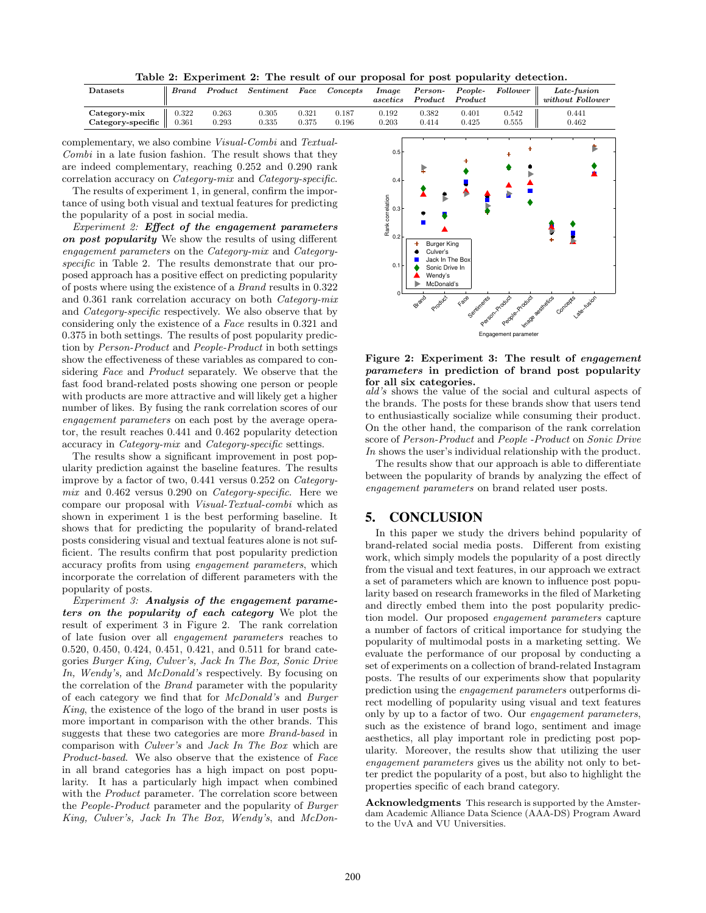**Table 2: Experiment 2: The result of our proposal for post popularity detection.**

| Datasets | *Brand* | *Product* | *Sentiment* | *Face* | *Concepts* | *Image ascetics* | *Person-Product* | *People-Product* | *Follower* | *Late-fusion without Follower* |
|---|---|---|---|---|---|---|---|---|---|---|
| **Category-mix** | 0.322 | 0.263 | 0.305 | 0.321 | 0.187 | 0.192 | 0.382 | 0.401 | 0.542 | 0.441 |
| **Category-specific** | 0.361 | 0.293 | 0.335 | 0.375 | 0.196 | 0.203 | 0.414 | 0.425 | 0.555 | 0.462 |

complementary, we also combine *Visual-Combi* and *Textual-Combi* in a late fusion fashion. The result shows that they are indeed complementary, reaching 0.252 and 0.290 rank correlation accuracy on *Category-mix* and *Category-specific*.

The results of experiment 1, in general, confirm the importance of using both visual and textual features for predicting the popularity of a post in social media.

*Experiment 2:* ***Effect of the engagement parameters on post popularity*** We show the results of using different *engagement parameters* on the *Category-mix* and *Category-specific* in Table 2. The results demonstrate that our proposed approach has a positive effect on predicting popularity of posts where using the existence of a *Brand* results in 0.322 and 0.361 rank correlation accuracy on both *Category-mix* and *Category-specific* respectively. We also observe that by considering only the existence of a *Face* results in 0.321 and 0.375 in both settings. The results of post popularity prediction by *Person-Product* and *People-Product* in both settings show the effectiveness of these variables as compared to considering *Face* and *Product* separately. We observe that the fast food brand-related posts showing one person or people with products are more attractive and will likely get a higher number of likes. By fusing the rank correlation scores of our *engagement parameters* on each post by the average operator, the result reaches 0.441 and 0.462 popularity detection accuracy in *Category-mix* and *Category-specific* settings.

The results show a significant improvement in post popularity prediction against the baseline features. The results improve by a factor of two, 0.441 versus 0.252 on *Category-mix* and 0.462 versus 0.290 on *Category-specific*. Here we compare our proposal with *Visual-Textual-combi* which as shown in experiment 1 is the best performing baseline. It shows that for predicting the popularity of brand-related posts considering visual and textual features alone is not sufficient. The results confirm that post popularity prediction accuracy profits from using *engagement parameters*, which incorporate the correlation of different parameters with the popularity of posts.

*Experiment 3:* ***Analysis of the engagement parameters on the popularity of each category*** We plot the result of experiment 3 in Figure 2. The rank correlation of late fusion over all *engagement parameters* reaches to 0.520, 0.450, 0.424, 0.451, 0.421, and 0.511 for brand categories *Burger King, Culver's, Jack In The Box, Sonic Drive In, Wendy's,* and *McDonald's* respectively. By focusing on the correlation of the *Brand* parameter with the popularity of each category we find that for *McDonald's* and *Burger King*, the existence of the logo of the brand in user posts is more important in comparison with the other brands. This suggests that these two categories are more *Brand-based* in comparison with *Culver's* and *Jack In The Box* which are *Product-based*. We also observe that the existence of *Face* in all brand categories has a high impact on post popularity. It has a particularly high impact when combined with the *Product* parameter. The correlation score between the *People-Product* parameter and the popularity of *Burger King, Culver's, Jack In The Box, Wendy's*, and *McDonald's* shows the value of the social and cultural aspects of the brands. The posts for these brands show that users tend to enthusiastically socialize while consuming their product. On the other hand, the comparison of the rank correlation score of *Person-Product* and *People -Product* on *Sonic Drive In* shows the user's individual relationship with the product.

Rank correlation
0 0.1 0.2 0.3 0.4 0.5
Burger King
Culver's
Jack In The Box
Sonic Drive In
Wendy's
McDonald's
Brand Product Face Sentiments Person-Product People-Product Image aesthetics Concepts Late-fusion
Engagement parameter

**Figure 2: Experiment 3: The result of *engagement parameters* in prediction of brand post popularity for all six categories.**

The results show that our approach is able to differentiate between the popularity of brands by analyzing the effect of *engagement parameters* on brand related user posts.

## 5. CONCLUSION

In this paper we study the drivers behind popularity of brand-related social media posts. Different from existing work, which simply models the popularity of a post directly from the visual and text features, in our approach we extract a set of parameters which are known to influence post popularity based on research frameworks in the filed of Marketing and directly embed them into the post popularity prediction model. Our proposed *engagement parameters* capture a number of factors of critical importance for studying the popularity of multimodal posts in a marketing setting. We evaluate the performance of our proposal by conducting a set of experiments on a collection of brand-related Instagram posts. The results of our experiments show that popularity prediction using the *engagement parameters* outperforms direct modelling of popularity using visual and text features only by up to a factor of two. Our *engagement parameters*, such as the existence of brand logo, sentiment and image aesthetics, all play important role in predicting post popularity. Moreover, the results show that utilizing the user *engagement parameters* gives us the ability not only to better predict the popularity of a post, but also to highlight the properties specific of each brand category.

**Acknowledgments** This research is supported by the Amsterdam Academic Alliance Data Science (AAA-DS) Program Award to the UvA and VU Universities.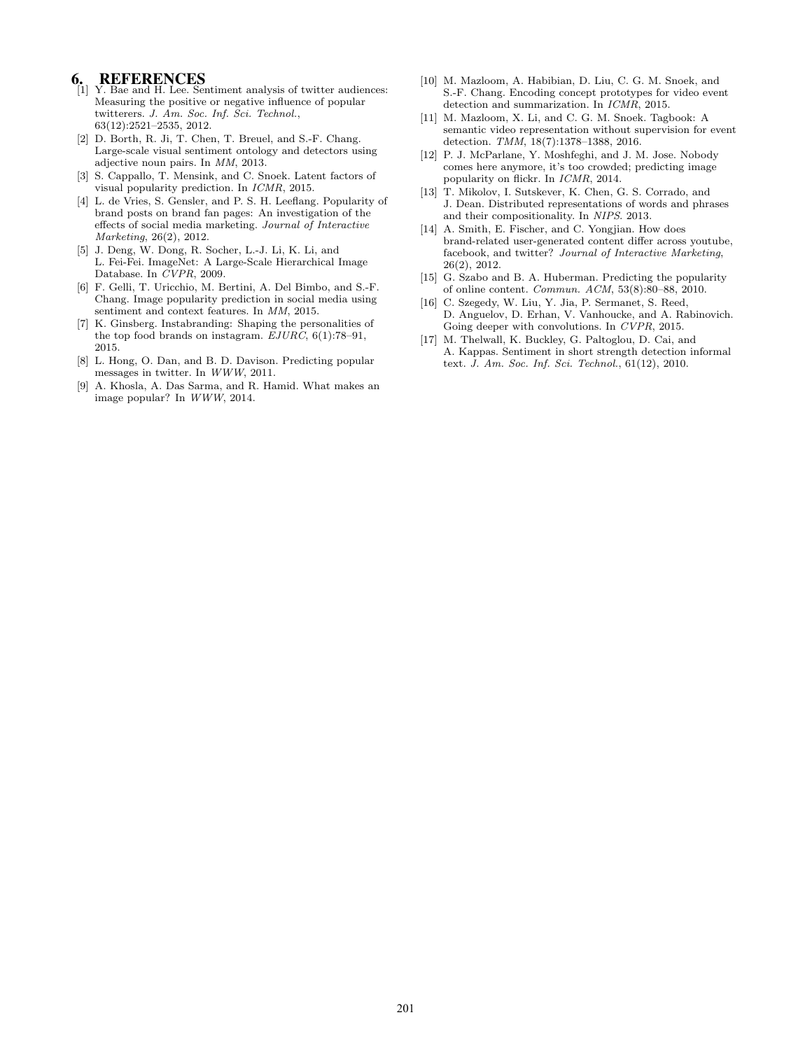# 6. REFERENCES

[1] Y. Bae and H. Lee. Sentiment analysis of twitter audiences: Measuring the positive or negative influence of popular twitterers. *J. Am. Soc. Inf. Sci. Technol.*, 63(12):2521–2535, 2012.

[2] D. Borth, R. Ji, T. Chen, T. Breuel, and S.-F. Chang. Large-scale visual sentiment ontology and detectors using adjective noun pairs. In *MM*, 2013.

[3] S. Cappallo, T. Mensink, and C. Snoek. Latent factors of visual popularity prediction. In *ICMR*, 2015.

[4] L. de Vries, S. Gensler, and P. S. H. Leeflang. Popularity of brand posts on brand fan pages: An investigation of the effects of social media marketing. *Journal of Interactive Marketing*, 26(2), 2012.

[5] J. Deng, W. Dong, R. Socher, L.-J. Li, K. Li, and L. Fei-Fei. ImageNet: A Large-Scale Hierarchical Image Database. In *CVPR*, 2009.

[6] F. Gelli, T. Uricchio, M. Bertini, A. Del Bimbo, and S.-F. Chang. Image popularity prediction in social media using sentiment and context features. In *MM*, 2015.

[7] K. Ginsberg. Instabranding: Shaping the personalities of the top food brands on instagram. *EJURC*, 6(1):78–91, 2015.

[8] L. Hong, O. Dan, and B. D. Davison. Predicting popular messages in twitter. In *WWW*, 2011.

[9] A. Khosla, A. Das Sarma, and R. Hamid. What makes an image popular? In *WWW*, 2014.

[10] M. Mazloom, A. Habibian, D. Liu, C. G. M. Snoek, and S.-F. Chang. Encoding concept prototypes for video event detection and summarization. In *ICMR*, 2015.

[11] M. Mazloom, X. Li, and C. G. M. Snoek. Tagbook: A semantic video representation without supervision for event detection. *TMM*, 18(7):1378–1388, 2016.

[12] P. J. McParlane, Y. Moshfeghi, and J. M. Jose. Nobody comes here anymore, it's too crowded; predicting image popularity on flickr. In *ICMR*, 2014.

[13] T. Mikolov, I. Sutskever, K. Chen, G. S. Corrado, and J. Dean. Distributed representations of words and phrases and their compositionality. In *NIPS*. 2013.

[14] A. Smith, E. Fischer, and C. Yongjian. How does brand-related user-generated content differ across youtube, facebook, and twitter? *Journal of Interactive Marketing*, 26(2), 2012.

[15] G. Szabo and B. A. Huberman. Predicting the popularity of online content. *Commun. ACM*, 53(8):80–88, 2010.

[16] C. Szegedy, W. Liu, Y. Jia, P. Sermanet, S. Reed, D. Anguelov, D. Erhan, V. Vanhoucke, and A. Rabinovich. Going deeper with convolutions. In *CVPR*, 2015.

[17] M. Thelwall, K. Buckley, G. Paltoglou, D. Cai, and A. Kappas. Sentiment in short strength detection informal text. *J. Am. Soc. Inf. Sci. Technol.*, 61(12), 2010.